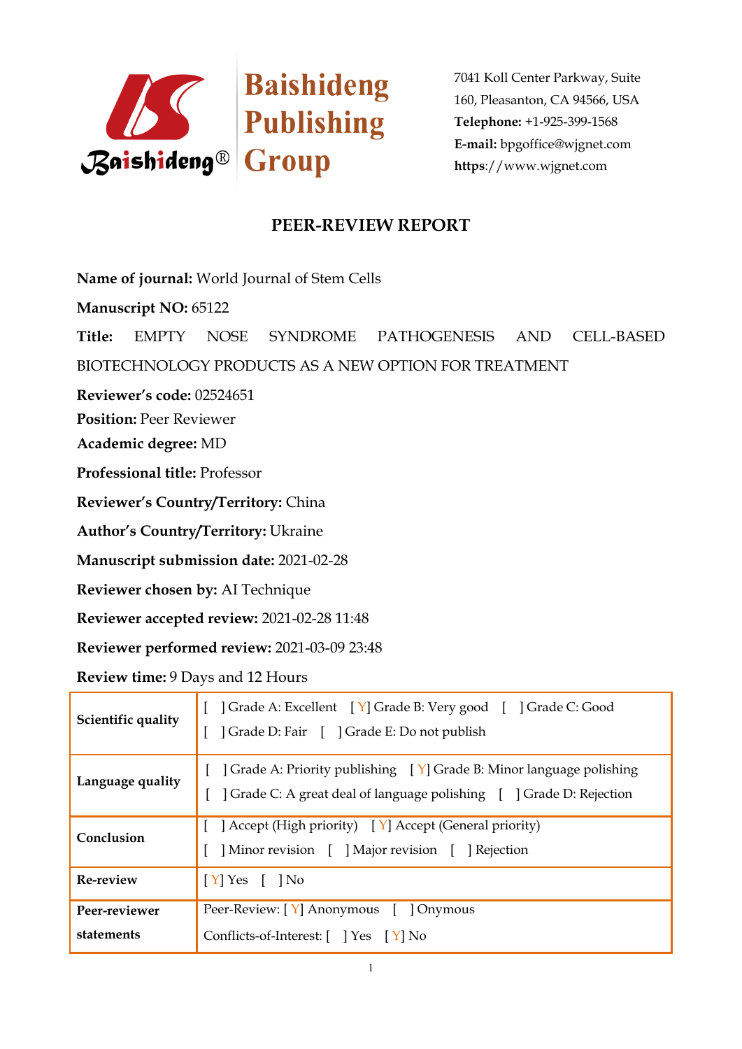Baishideng Publishing Group

7041 Koll Center Parkway, Suite 160, Pleasanton, CA 94566, USA
**Telephone:** +1-925-399-1568
**E-mail:** bpgoffice@wjgnet.com
**https**://www.wjgnet.com

# PEER-REVIEW REPORT

**Name of journal:** World Journal of Stem Cells

**Manuscript NO:** 65122

**Title:** EMPTY NOSE SYNDROME PATHOGENESIS AND CELL-BASED BIOTECHNOLOGY PRODUCTS AS A NEW OPTION FOR TREATMENT

**Reviewer's code:** 02524651

**Position:** Peer Reviewer

**Academic degree:** MD

**Professional title:** Professor

**Reviewer's Country/Territory:** China

**Author's Country/Territory:** Ukraine

**Manuscript submission date:** 2021-02-28

**Reviewer chosen by:** AI Technique

**Reviewer accepted review:** 2021-02-28 11:48

**Reviewer performed review:** 2021-03-09 23:48

**Review time:** 9 Days and 12 Hours

| | |
|---|---|
| **Scientific quality** | [ ] Grade A: Excellent [ Y] Grade B: Very good [ ] Grade C: Good<br>[ ] Grade D: Fair [ ] Grade E: Do not publish |
| **Language quality** | [ ] Grade A: Priority publishing [ Y] Grade B: Minor language polishing<br>[ ] Grade C: A great deal of language polishing [ ] Grade D: Rejection |
| **Conclusion** | [ ] Accept (High priority) [ Y] Accept (General priority)<br>[ ] Minor revision [ ] Major revision [ ] Rejection |
| **Re-review** | [ Y] Yes [ ] No |
| **Peer-reviewer statements** | Peer-Review: [ Y] Anonymous [ ] Onymous<br>Conflicts-of-Interest: [ ] Yes [ Y] No |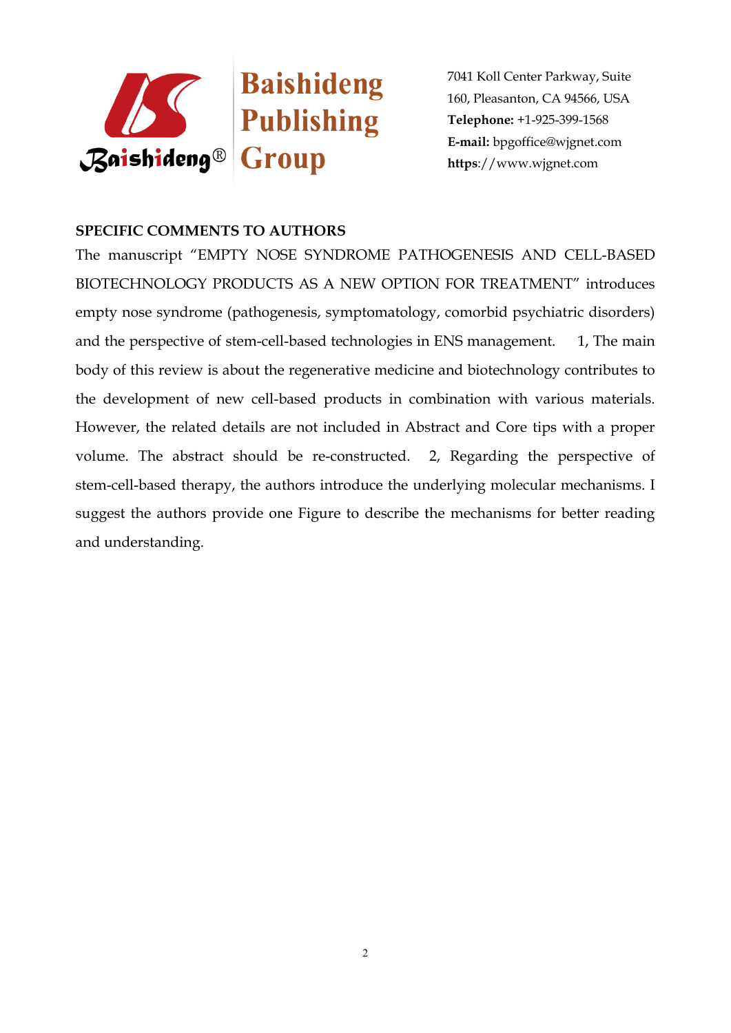**SPECIFIC COMMENTS TO AUTHORS**

The manuscript "EMPTY NOSE SYNDROME PATHOGENESIS AND CELL-BASED BIOTECHNOLOGY PRODUCTS AS A NEW OPTION FOR TREATMENT" introduces empty nose syndrome (pathogenesis, symptomatology, comorbid psychiatric disorders) and the perspective of stem-cell-based technologies in ENS management. 1, The main body of this review is about the regenerative medicine and biotechnology contributes to the development of new cell-based products in combination with various materials. However, the related details are not included in Abstract and Core tips with a proper volume. The abstract should be re-constructed. 2, Regarding the perspective of stem-cell-based therapy, the authors introduce the underlying molecular mechanisms. I suggest the authors provide one Figure to describe the mechanisms for better reading and understanding.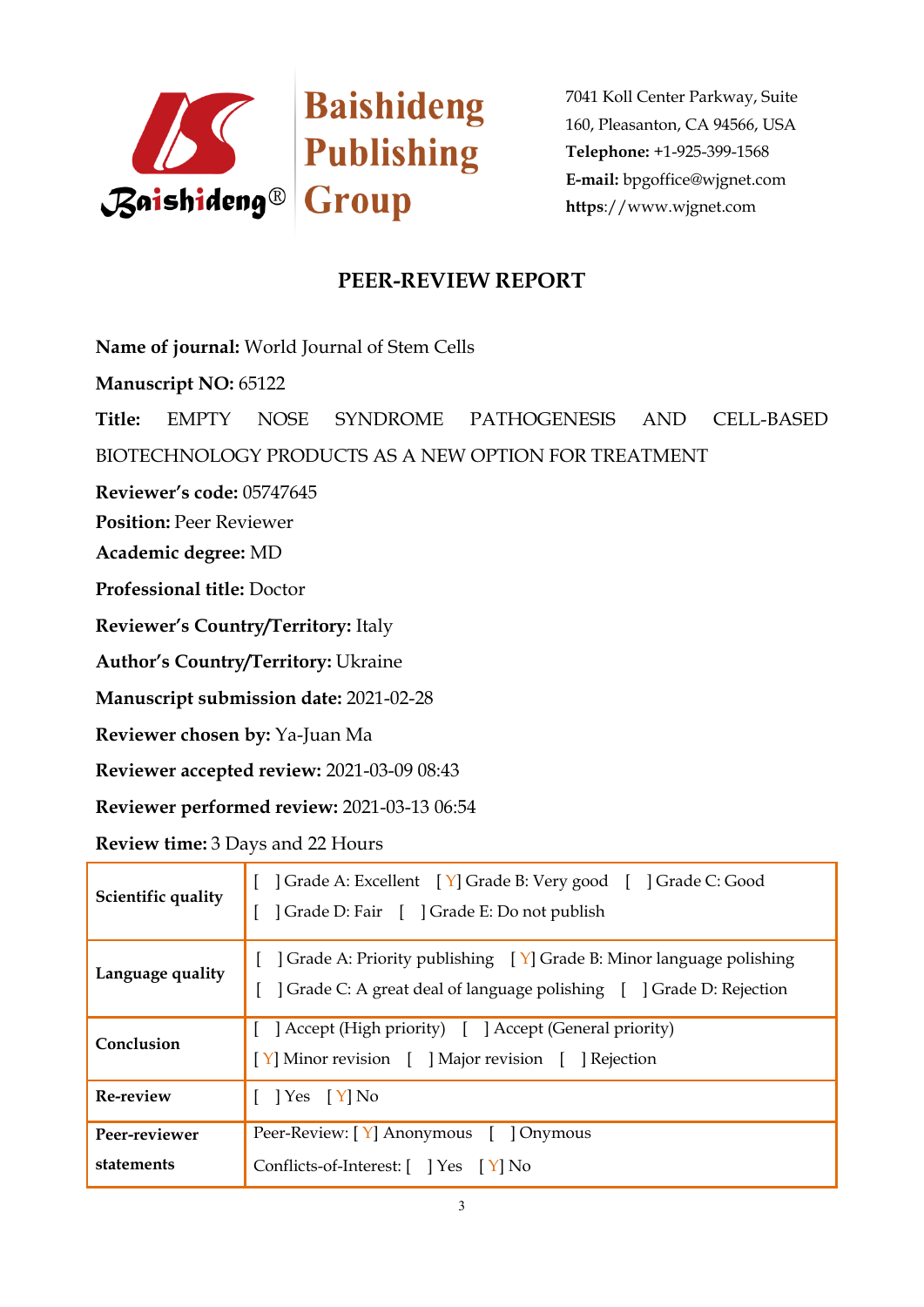Baishideng Publishing Group

7041 Koll Center Parkway, Suite 160, Pleasanton, CA 94566, USA
**Telephone:** +1-925-399-1568
**E-mail:** bpgoffice@wjgnet.com
**https**://www.wjgnet.com

# PEER-REVIEW REPORT

**Name of journal:** World Journal of Stem Cells

**Manuscript NO:** 65122

**Title:** EMPTY NOSE SYNDROME PATHOGENESIS AND CELL-BASED BIOTECHNOLOGY PRODUCTS AS A NEW OPTION FOR TREATMENT

**Reviewer's code:** 05747645

**Position:** Peer Reviewer

**Academic degree:** MD

**Professional title:** Doctor

**Reviewer's Country/Territory:** Italy

**Author's Country/Territory:** Ukraine

**Manuscript submission date:** 2021-02-28

**Reviewer chosen by:** Ya-Juan Ma

**Reviewer accepted review:** 2021-03-09 08:43

**Reviewer performed review:** 2021-03-13 06:54

**Review time:** 3 Days and 22 Hours

| | |
|---|---|
| **Scientific quality** | [ ] Grade A: Excellent [Y] Grade B: Very good [ ] Grade C: Good<br>[ ] Grade D: Fair [ ] Grade E: Do not publish |
| **Language quality** | [ ] Grade A: Priority publishing [Y] Grade B: Minor language polishing<br>[ ] Grade C: A great deal of language polishing [ ] Grade D: Rejection |
| **Conclusion** | [ ] Accept (High priority) [ ] Accept (General priority)<br>[Y] Minor revision [ ] Major revision [ ] Rejection |
| **Re-review** | [ ] Yes [Y] No |
| **Peer-reviewer statements** | Peer-Review: [Y] Anonymous [ ] Onymous<br>Conflicts-of-Interest: [ ] Yes [Y] No |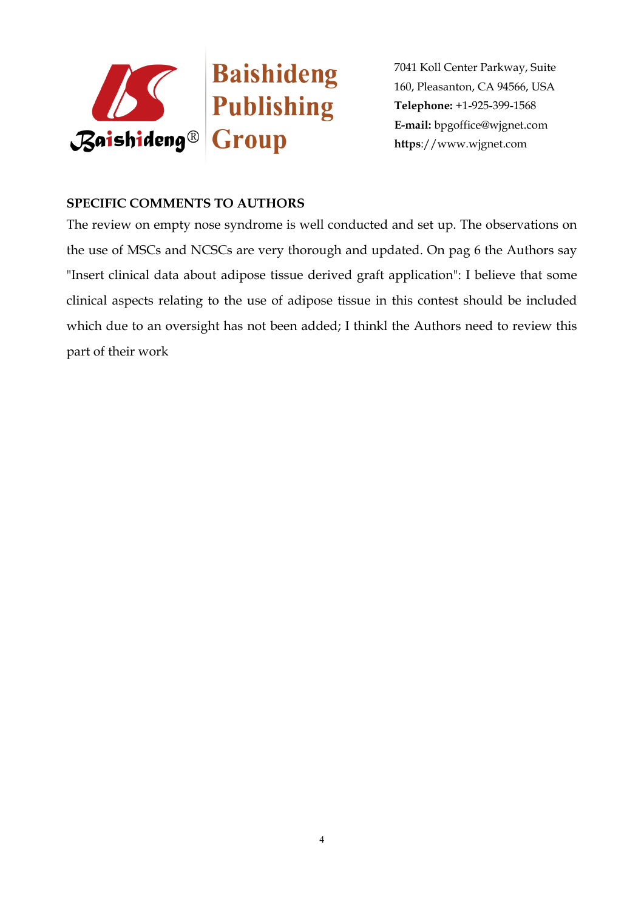## SPECIFIC COMMENTS TO AUTHORS

The review on empty nose syndrome is well conducted and set up. The observations on the use of MSCs and NCSCs are very thorough and updated. On pag 6 the Authors say "Insert clinical data about adipose tissue derived graft application": I believe that some clinical aspects relating to the use of adipose tissue in this contest should be included which due to an oversight has not been added; I thinkl the Authors need to review this part of their work